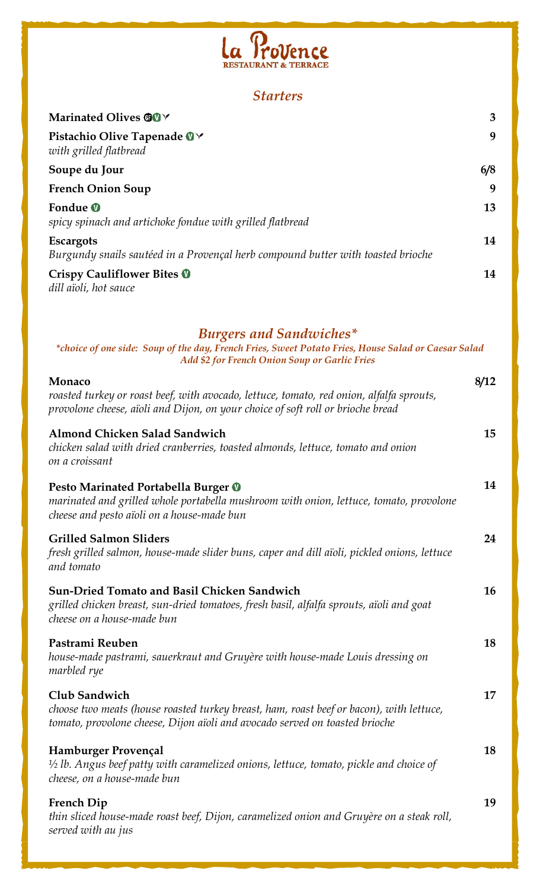# La Provence

RESTAURANT & TERRACE

## *Starters*

**Marinated Olives** GF V VG — 3

**Pistachio Olive Tapenade** V VG — 9
*with grilled flatbread*

**Soupe du Jour** — 6/8

**French Onion Soup** — 9

**Fondue** V — 13
*spicy spinach and artichoke fondue with grilled flatbread*

**Escargots** — 14
*Burgundy snails sautéed in a Provençal herb compound butter with toasted brioche*

**Crispy Cauliflower Bites** V — 14
*dill aïoli, hot sauce*

## *Burgers and Sandwiches**

***choice of one side: Soup of the day, French Fries, Sweet Potato Fries, House Salad or Caesar Salad***
***Add $2 for French Onion Soup or Garlic Fries***

**Monaco** — 8/12
*roasted turkey or roast beef, with avocado, lettuce, tomato, red onion, alfalfa sprouts, provolone cheese, aïoli and Dijon, on your choice of soft roll or brioche bread*

**Almond Chicken Salad Sandwich** — 15
*chicken salad with dried cranberries, toasted almonds, lettuce, tomato and onion on a croissant*

**Pesto Marinated Portabella Burger** V — 14
*marinated and grilled whole portabella mushroom with onion, lettuce, tomato, provolone cheese and pesto aïoli on a house-made bun*

**Grilled Salmon Sliders** — 24
*fresh grilled salmon, house-made slider buns, caper and dill aïoli, pickled onions, lettuce and tomato*

**Sun-Dried Tomato and Basil Chicken Sandwich** — 16
*grilled chicken breast, sun-dried tomatoes, fresh basil, alfalfa sprouts, aïoli and goat cheese on a house-made bun*

**Pastrami Reuben** — 18
*house-made pastrami, sauerkraut and Gruyère with house-made Louis dressing on marbled rye*

**Club Sandwich** — 17
*choose two meats (house roasted turkey breast, ham, roast beef or bacon), with lettuce, tomato, provolone cheese, Dijon aïoli and avocado served on toasted brioche*

**Hamburger Provençal** — 18
*½ lb. Angus beef patty with caramelized onions, lettuce, tomato, pickle and choice of cheese, on a house-made bun*

**French Dip** — 19
*thin sliced house-made roast beef, Dijon, caramelized onion and Gruyère on a steak roll, served with au jus*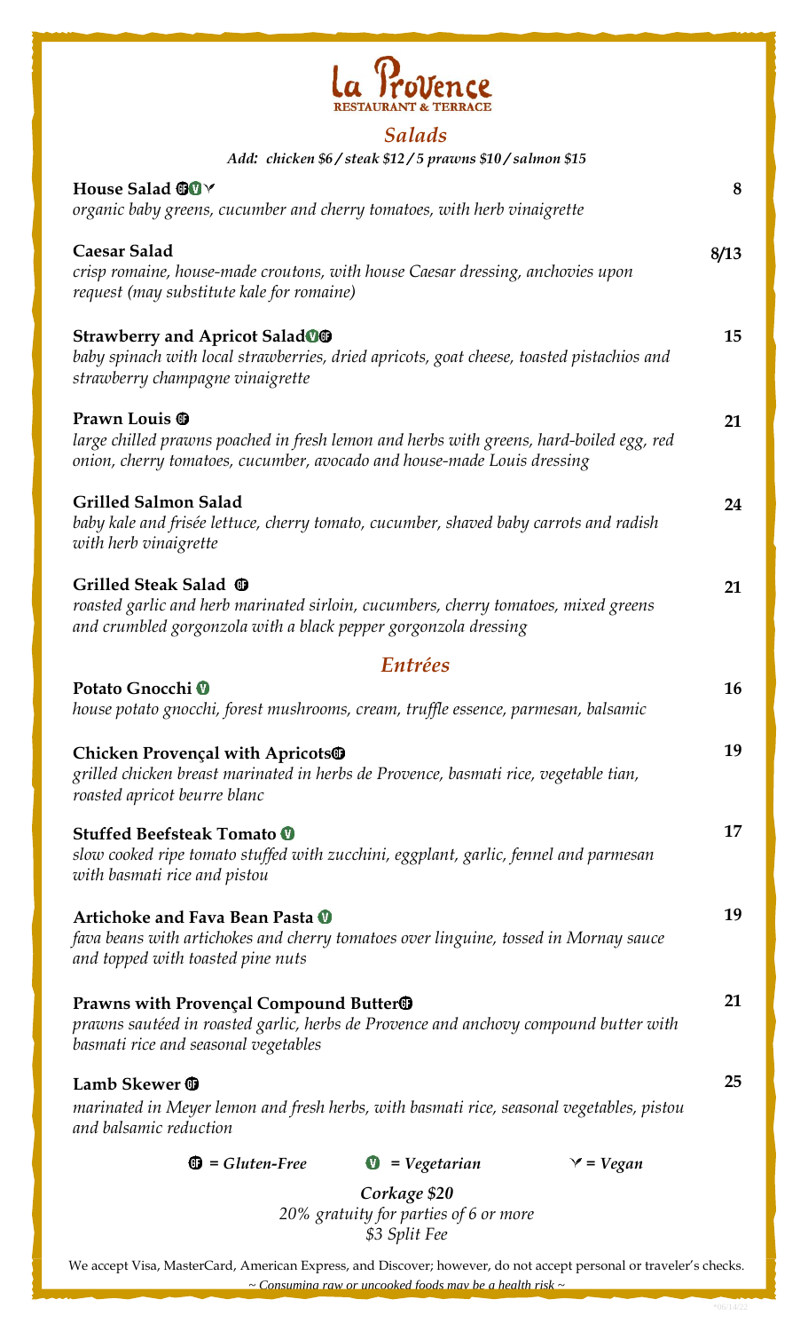# La Provence

RESTAURANT & TERRACE

## *Salads*

***Add: chicken $6 / steak $12 / 5 prawns $10 / salmon $15***

**House Salad** GF V ✓ — 8

*organic baby greens, cucumber and cherry tomatoes, with herb vinaigrette*

**Caesar Salad** — 8/13

*crisp romaine, house-made croutons, with house Caesar dressing, anchovies upon request (may substitute kale for romaine)*

**Strawberry and Apricot Salad** V GF — 15

*baby spinach with local strawberries, dried apricots, goat cheese, toasted pistachios and strawberry champagne vinaigrette*

**Prawn Louis** GF — 21

*large chilled prawns poached in fresh lemon and herbs with greens, hard-boiled egg, red onion, cherry tomatoes, cucumber, avocado and house-made Louis dressing*

**Grilled Salmon Salad** — 24

*baby kale and frisée lettuce, cherry tomato, cucumber, shaved baby carrots and radish with herb vinaigrette*

**Grilled Steak Salad** GF — 21

*roasted garlic and herb marinated sirloin, cucumbers, cherry tomatoes, mixed greens and crumbled gorgonzola with a black pepper gorgonzola dressing*

## *Entrées*

**Potato Gnocchi** V — 16

*house potato gnocchi, forest mushrooms, cream, truffle essence, parmesan, balsamic*

**Chicken Provençal with Apricots** GF — 19

*grilled chicken breast marinated in herbs de Provence, basmati rice, vegetable tian, roasted apricot beurre blanc*

**Stuffed Beefsteak Tomato** V — 17

*slow cooked ripe tomato stuffed with zucchini, eggplant, garlic, fennel and parmesan with basmati rice and pistou*

**Artichoke and Fava Bean Pasta** V — 19

*fava beans with artichokes and cherry tomatoes over linguine, tossed in Mornay sauce and topped with toasted pine nuts*

**Prawns with Provençal Compound Butter** GF — 21

*prawns sautéed in roasted garlic, herbs de Provence and anchovy compound butter with basmati rice and seasonal vegetables*

**Lamb Skewer** GF — 25

*marinated in Meyer lemon and fresh herbs, with basmati rice, seasonal vegetables, pistou and balsamic reduction*

*GF = Gluten-Free* *V = Vegetarian* *✓ = Vegan*

*Corkage $20*

*20% gratuity for parties of 6 or more*

*$3 Split Fee*

We accept Visa, MasterCard, American Express, and Discover; however, do not accept personal or traveler's checks.

*~ Consuming raw or uncooked foods may be a health risk ~*